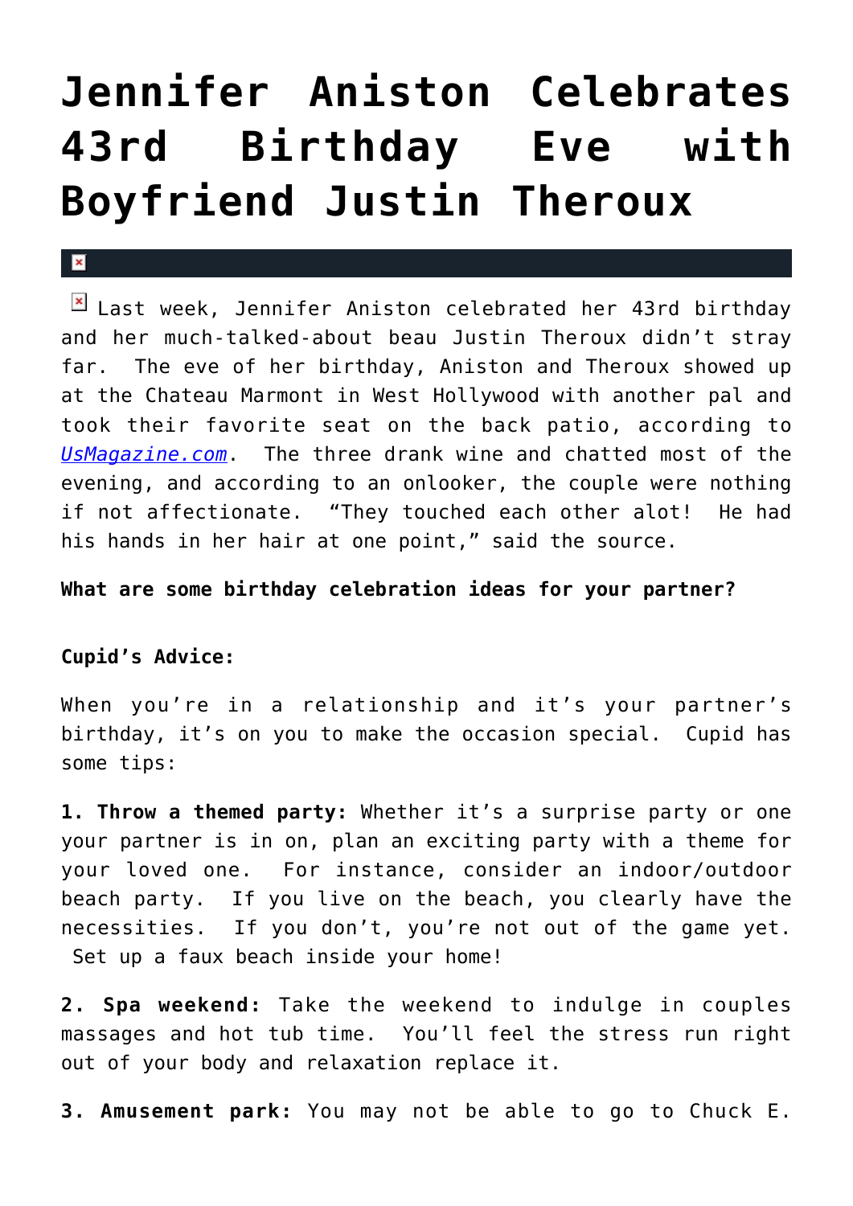# Jennifer Aniston Celebrates 43rd Birthday Eve with Boyfriend Justin Theroux

Last week, Jennifer Aniston celebrated her 43rd birthday and her much-talked-about beau Justin Theroux didn't stray far. The eve of her birthday, Aniston and Theroux showed up at the Chateau Marmont in West Hollywood with another pal and took their favorite seat on the back patio, according to [UsMagazine.com](UsMagazine.com). The three drank wine and chatted most of the evening, and according to an onlooker, the couple were nothing if not affectionate. "They touched each other alot! He had his hands in her hair at one point," said the source.

**What are some birthday celebration ideas for your partner?**

**Cupid's Advice:**

When you're in a relationship and it's your partner's birthday, it's on you to make the occasion special. Cupid has some tips:

**1. Throw a themed party:** Whether it's a surprise party or one your partner is in on, plan an exciting party with a theme for your loved one. For instance, consider an indoor/outdoor beach party. If you live on the beach, you clearly have the necessities. If you don't, you're not out of the game yet. Set up a faux beach inside your home!

**2. Spa weekend:** Take the weekend to indulge in couples massages and hot tub time. You'll feel the stress run right out of your body and relaxation replace it.

**3. Amusement park:** You may not be able to go to Chuck E.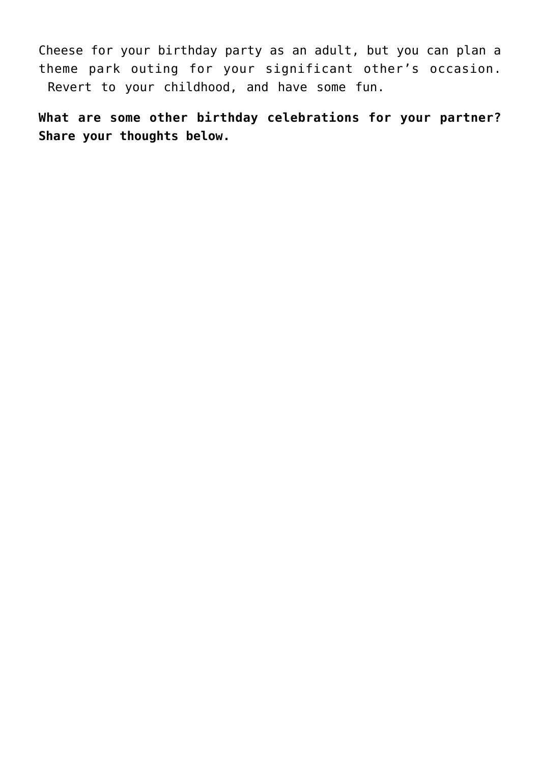Cheese for your birthday party as an adult, but you can plan a theme park outing for your significant other's occasion. Revert to your childhood, and have some fun.

**What are some other birthday celebrations for your partner? Share your thoughts below.**